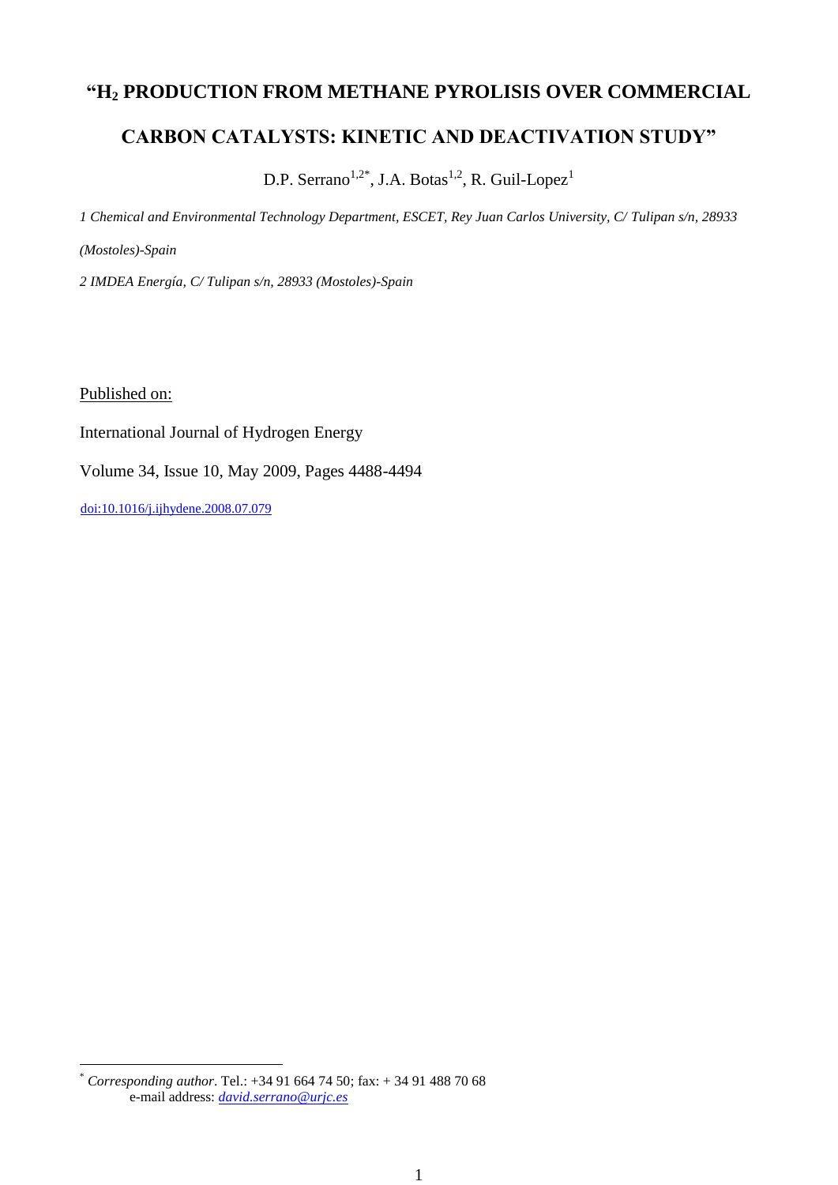# "$H_2$ PRODUCTION FROM METHANE PYROLISIS OVER COMMERCIAL CARBON CATALYSTS: KINETIC AND DEACTIVATION STUDY"

D.P. Serrano[1,2*], J.A. Botas[1,2], R. Guil-Lopez[1]

*1 Chemical and Environmental Technology Department, ESCET, Rey Juan Carlos University, C/ Tulipan s/n, 28933 (Mostoles)-Spain*

*2 IMDEA Energía, C/ Tulipan s/n, 28933 (Mostoles)-Spain*

Published on:

International Journal of Hydrogen Energy

Volume 34, Issue 10, May 2009, Pages 4488-4494

doi:10.1016/j.ijhydene.2008.07.079

[*] *Corresponding author*. Tel.: +34 91 664 74 50; fax: + 34 91 488 70 68
e-mail address: *david.serrano@urjc.es*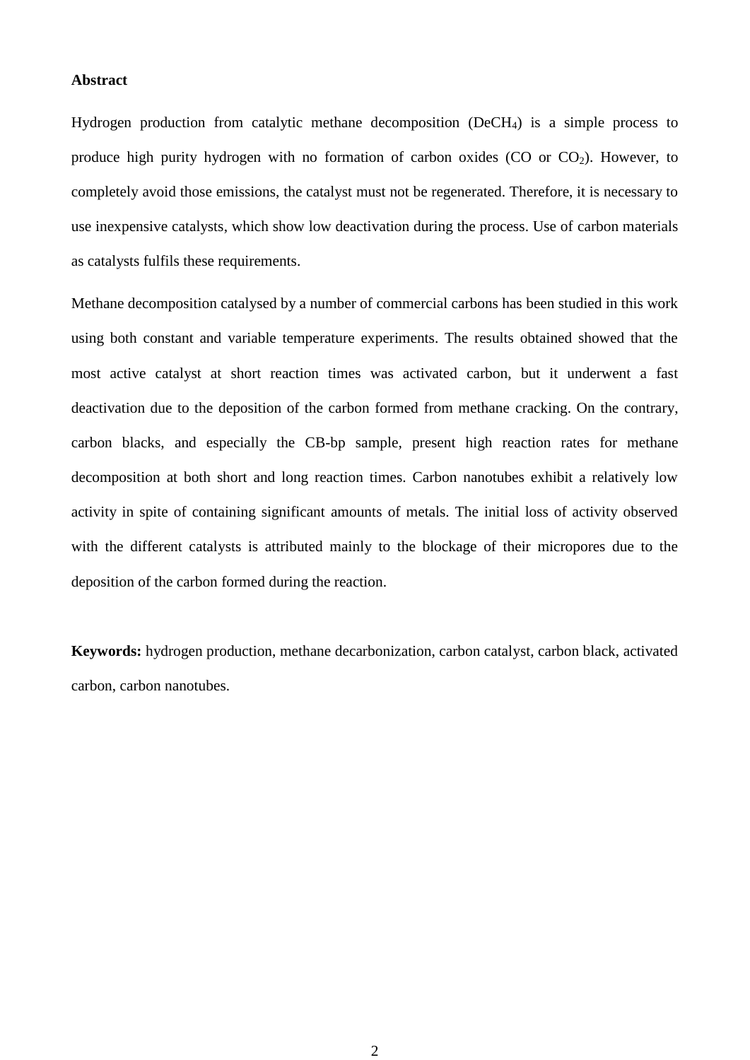**Abstract**

Hydrogen production from catalytic methane decomposition ($DeCH_4$) is a simple process to produce high purity hydrogen with no formation of carbon oxides ($CO$ or $CO_2$). However, to completely avoid those emissions, the catalyst must not be regenerated. Therefore, it is necessary to use inexpensive catalysts, which show low deactivation during the process. Use of carbon materials as catalysts fulfils these requirements.

Methane decomposition catalysed by a number of commercial carbons has been studied in this work using both constant and variable temperature experiments. The results obtained showed that the most active catalyst at short reaction times was activated carbon, but it underwent a fast deactivation due to the deposition of the carbon formed from methane cracking. On the contrary, carbon blacks, and especially the CB-bp sample, present high reaction rates for methane decomposition at both short and long reaction times. Carbon nanotubes exhibit a relatively low activity in spite of containing significant amounts of metals. The initial loss of activity observed with the different catalysts is attributed mainly to the blockage of their micropores due to the deposition of the carbon formed during the reaction.

**Keywords:** hydrogen production, methane decarbonization, carbon catalyst, carbon black, activated carbon, carbon nanotubes.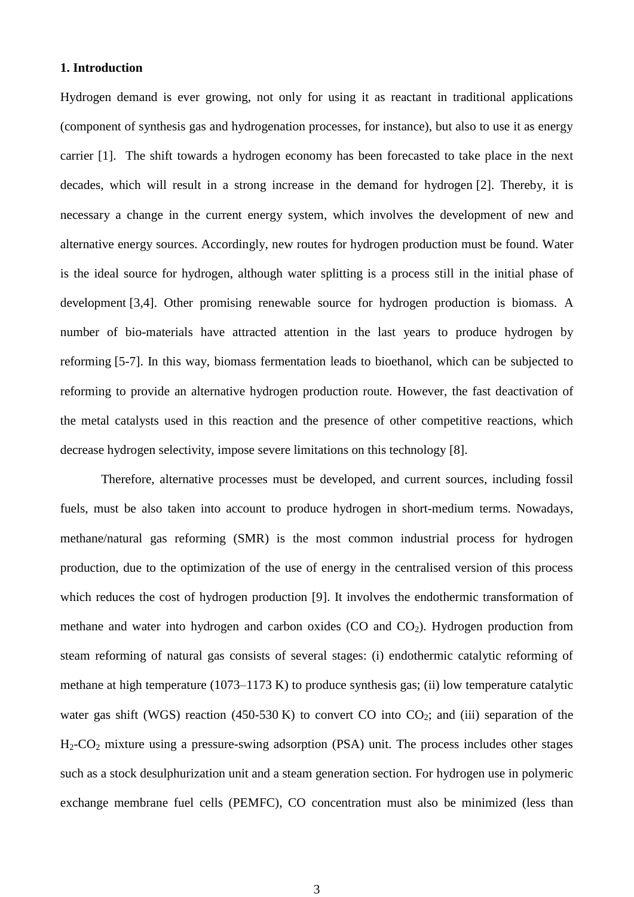## 1. Introduction

Hydrogen demand is ever growing, not only for using it as reactant in traditional applications (component of synthesis gas and hydrogenation processes, for instance), but also to use it as energy carrier [1]. The shift towards a hydrogen economy has been forecasted to take place in the next decades, which will result in a strong increase in the demand for hydrogen [2]. Thereby, it is necessary a change in the current energy system, which involves the development of new and alternative energy sources. Accordingly, new routes for hydrogen production must be found. Water is the ideal source for hydrogen, although water splitting is a process still in the initial phase of development [3,4]. Other promising renewable source for hydrogen production is biomass. A number of bio-materials have attracted attention in the last years to produce hydrogen by reforming [5-7]. In this way, biomass fermentation leads to bioethanol, which can be subjected to reforming to provide an alternative hydrogen production route. However, the fast deactivation of the metal catalysts used in this reaction and the presence of other competitive reactions, which decrease hydrogen selectivity, impose severe limitations on this technology [8].

Therefore, alternative processes must be developed, and current sources, including fossil fuels, must be also taken into account to produce hydrogen in short-medium terms. Nowadays, methane/natural gas reforming (SMR) is the most common industrial process for hydrogen production, due to the optimization of the use of energy in the centralised version of this process which reduces the cost of hydrogen production [9]. It involves the endothermic transformation of methane and water into hydrogen and carbon oxides (CO and $CO_2$). Hydrogen production from steam reforming of natural gas consists of several stages: (i) endothermic catalytic reforming of methane at high temperature (1073–1173 K) to produce synthesis gas; (ii) low temperature catalytic water gas shift (WGS) reaction (450-530 K) to convert CO into $CO_2$; and (iii) separation of the $H_2$-$CO_2$ mixture using a pressure-swing adsorption (PSA) unit. The process includes other stages such as a stock desulphurization unit and a steam generation section. For hydrogen use in polymeric exchange membrane fuel cells (PEMFC), CO concentration must also be minimized (less than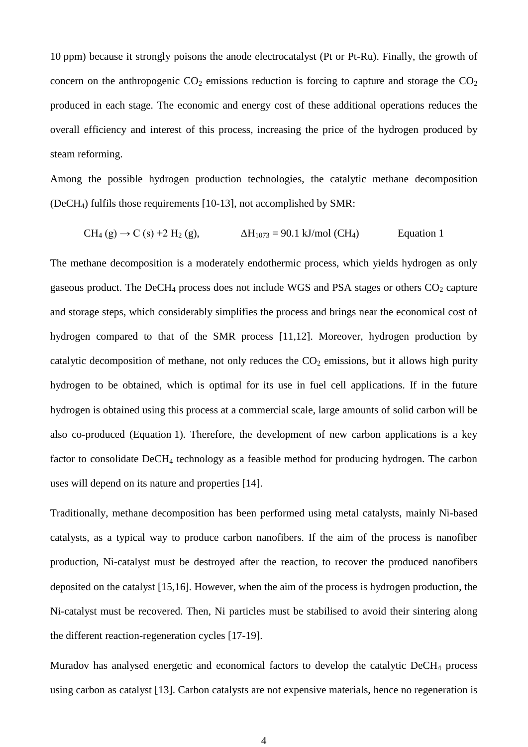10 ppm) because it strongly poisons the anode electrocatalyst (Pt or Pt-Ru). Finally, the growth of concern on the anthropogenic $CO_2$ emissions reduction is forcing to capture and storage the $CO_2$ produced in each stage. The economic and energy cost of these additional operations reduces the overall efficiency and interest of this process, increasing the price of the hydrogen produced by steam reforming.

Among the possible hydrogen production technologies, the catalytic methane decomposition ($DeCH_4$) fulfils those requirements [10-13], not accomplished by SMR:

$$CH_4\,(g) \rightarrow C\,(s) + 2\,H_2\,(g), \qquad \Delta H_{1073} = 90.1\ \text{kJ/mol}\ (CH_4) \qquad \text{Equation 1}$$

The methane decomposition is a moderately endothermic process, which yields hydrogen as only gaseous product. The $DeCH_4$ process does not include WGS and PSA stages or others $CO_2$ capture and storage steps, which considerably simplifies the process and brings near the economical cost of hydrogen compared to that of the SMR process [11,12]. Moreover, hydrogen production by catalytic decomposition of methane, not only reduces the $CO_2$ emissions, but it allows high purity hydrogen to be obtained, which is optimal for its use in fuel cell applications. If in the future hydrogen is obtained using this process at a commercial scale, large amounts of solid carbon will be also co-produced (Equation 1). Therefore, the development of new carbon applications is a key factor to consolidate $DeCH_4$ technology as a feasible method for producing hydrogen. The carbon uses will depend on its nature and properties [14].

Traditionally, methane decomposition has been performed using metal catalysts, mainly Ni-based catalysts, as a typical way to produce carbon nanofibers. If the aim of the process is nanofiber production, Ni-catalyst must be destroyed after the reaction, to recover the produced nanofibers deposited on the catalyst [15,16]. However, when the aim of the process is hydrogen production, the Ni-catalyst must be recovered. Then, Ni particles must be stabilised to avoid their sintering along the different reaction-regeneration cycles [17-19].

Muradov has analysed energetic and economical factors to develop the catalytic $DeCH_4$ process using carbon as catalyst [13]. Carbon catalysts are not expensive materials, hence no regeneration is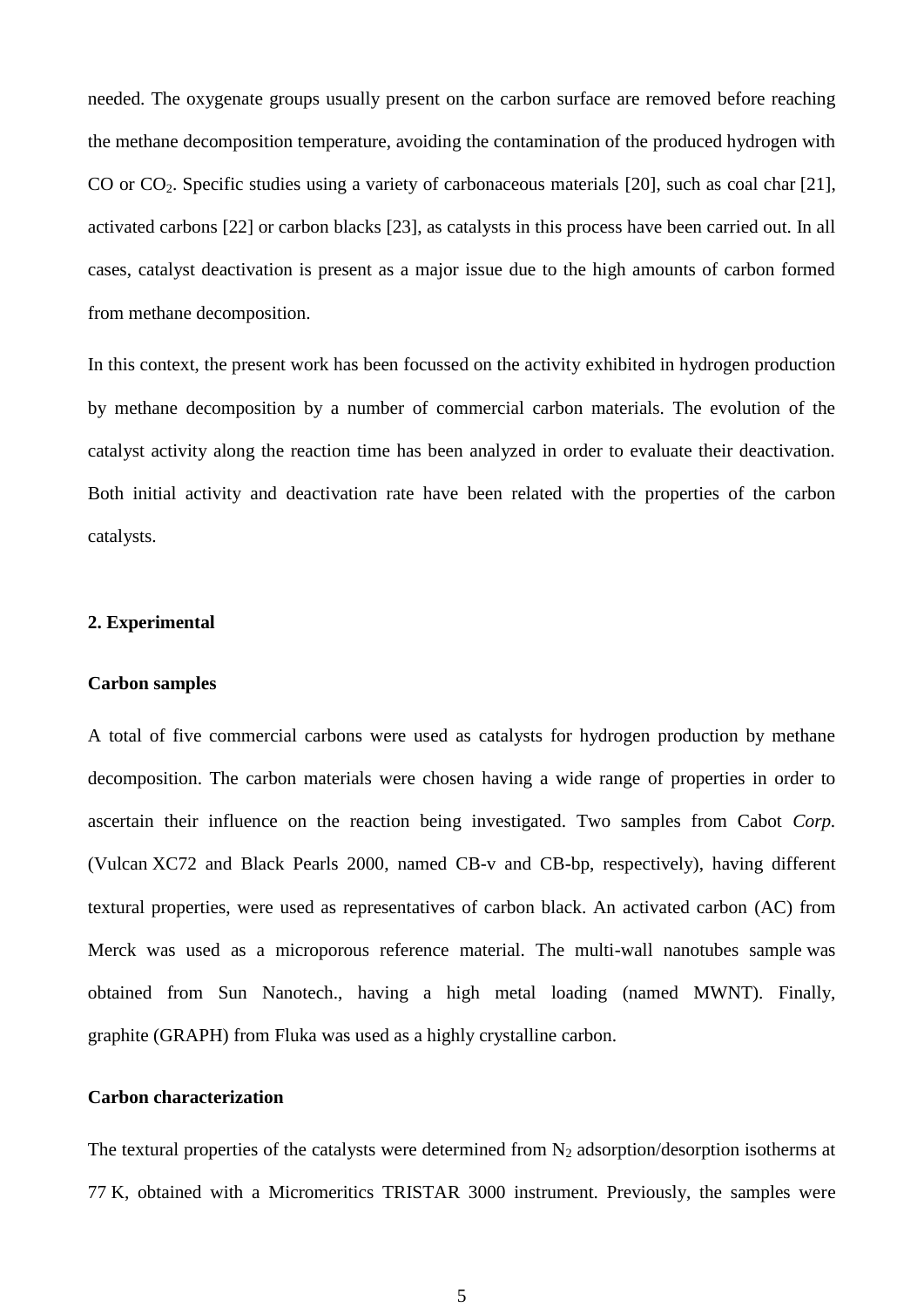needed. The oxygenate groups usually present on the carbon surface are removed before reaching the methane decomposition temperature, avoiding the contamination of the produced hydrogen with CO or $CO_2$. Specific studies using a variety of carbonaceous materials [20], such as coal char [21], activated carbons [22] or carbon blacks [23], as catalysts in this process have been carried out. In all cases, catalyst deactivation is present as a major issue due to the high amounts of carbon formed from methane decomposition.

In this context, the present work has been focussed on the activity exhibited in hydrogen production by methane decomposition by a number of commercial carbon materials. The evolution of the catalyst activity along the reaction time has been analyzed in order to evaluate their deactivation. Both initial activity and deactivation rate have been related with the properties of the carbon catalysts.

## 2. Experimental

### Carbon samples

A total of five commercial carbons were used as catalysts for hydrogen production by methane decomposition. The carbon materials were chosen having a wide range of properties in order to ascertain their influence on the reaction being investigated. Two samples from Cabot *Corp.* (Vulcan XC72 and Black Pearls 2000, named CB-v and CB-bp, respectively), having different textural properties, were used as representatives of carbon black. An activated carbon (AC) from Merck was used as a microporous reference material. The multi-wall nanotubes sample was obtained from Sun Nanotech., having a high metal loading (named MWNT). Finally, graphite (GRAPH) from Fluka was used as a highly crystalline carbon.

### Carbon characterization

The textural properties of the catalysts were determined from $N_2$ adsorption/desorption isotherms at 77 K, obtained with a Micromeritics TRISTAR 3000 instrument. Previously, the samples were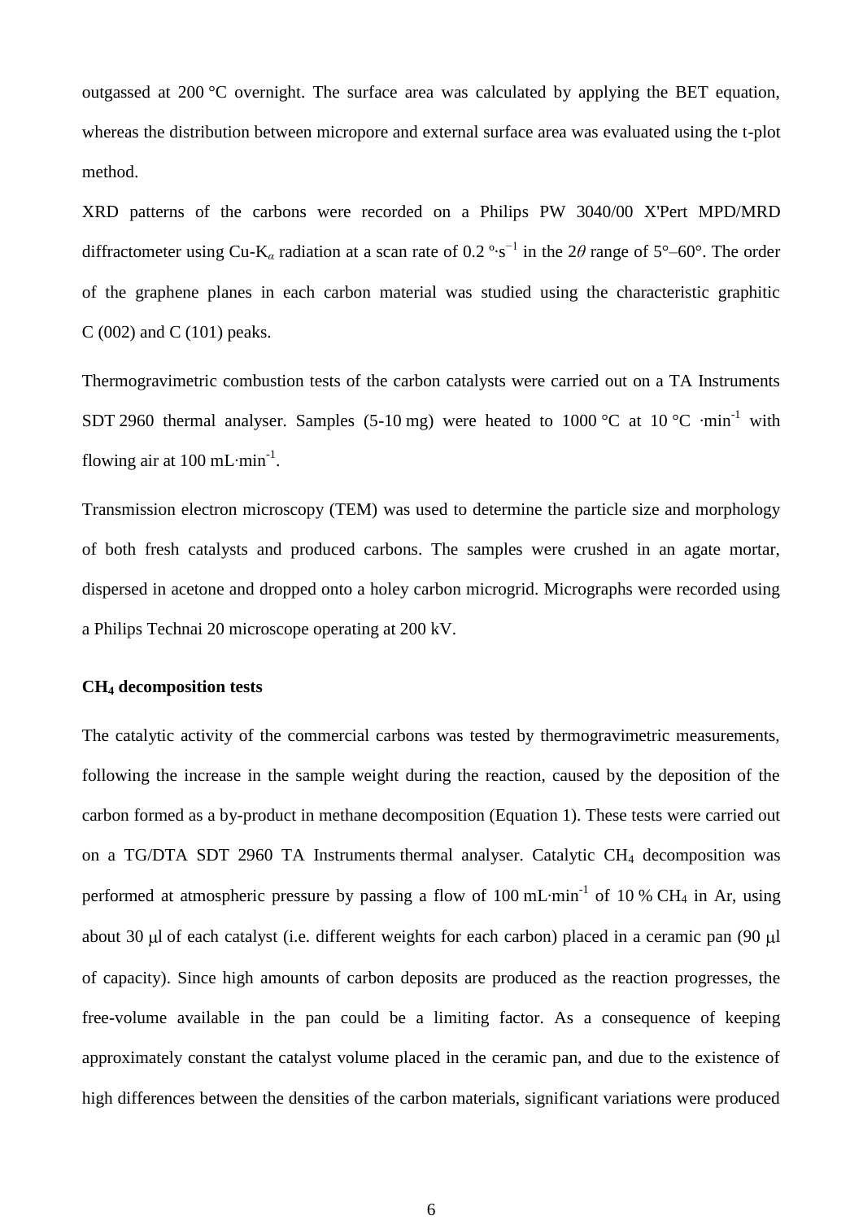outgassed at 200 °C overnight. The surface area was calculated by applying the BET equation, whereas the distribution between micropore and external surface area was evaluated using the t-plot method.

XRD patterns of the carbons were recorded on a Philips PW 3040/00 X'Pert MPD/MRD diffractometer using Cu-$K_\alpha$ radiation at a scan rate of 0.2 $°\cdot s^{-1}$ in the $2\theta$ range of 5°–60°. The order of the graphene planes in each carbon material was studied using the characteristic graphitic C (002) and C (101) peaks.

Thermogravimetric combustion tests of the carbon catalysts were carried out on a TA Instruments SDT 2960 thermal analyser. Samples (5-10 mg) were heated to 1000 °C at 10 °C $\cdot min^{-1}$ with flowing air at 100 $mL\cdot min^{-1}$.

Transmission electron microscopy (TEM) was used to determine the particle size and morphology of both fresh catalysts and produced carbons. The samples were crushed in an agate mortar, dispersed in acetone and dropped onto a holey carbon microgrid. Micrographs were recorded using a Philips Technai 20 microscope operating at 200 kV.

**$CH_4$ decomposition tests**

The catalytic activity of the commercial carbons was tested by thermogravimetric measurements, following the increase in the sample weight during the reaction, caused by the deposition of the carbon formed as a by-product in methane decomposition (Equation 1). These tests were carried out on a TG/DTA SDT 2960 TA Instruments thermal analyser. Catalytic $CH_4$ decomposition was performed at atmospheric pressure by passing a flow of 100 $mL\cdot min^{-1}$ of 10 % $CH_4$ in Ar, using about 30 $\mu$l of each catalyst (i.e. different weights for each carbon) placed in a ceramic pan (90 $\mu$l of capacity). Since high amounts of carbon deposits are produced as the reaction progresses, the free-volume available in the pan could be a limiting factor. As a consequence of keeping approximately constant the catalyst volume placed in the ceramic pan, and due to the existence of high differences between the densities of the carbon materials, significant variations were produced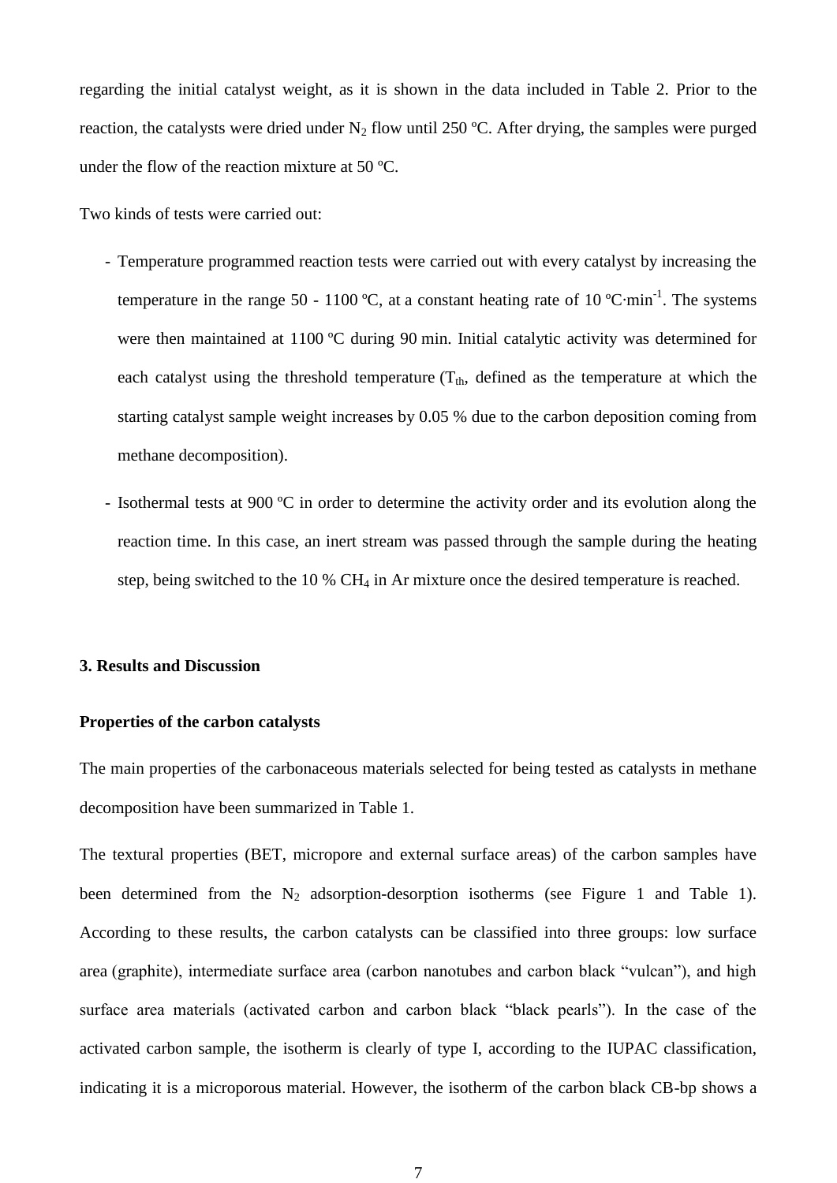regarding the initial catalyst weight, as it is shown in the data included in Table 2. Prior to the reaction, the catalysts were dried under $N_2$ flow until 250 ºC. After drying, the samples were purged under the flow of the reaction mixture at 50 ºC.

Two kinds of tests were carried out:

- Temperature programmed reaction tests were carried out with every catalyst by increasing the temperature in the range 50 - 1100 ºC, at a constant heating rate of 10 ºC·min$^{-1}$. The systems were then maintained at 1100 ºC during 90 min. Initial catalytic activity was determined for each catalyst using the threshold temperature ($T_{th}$, defined as the temperature at which the starting catalyst sample weight increases by 0.05 % due to the carbon deposition coming from methane decomposition).
- Isothermal tests at 900 ºC in order to determine the activity order and its evolution along the reaction time. In this case, an inert stream was passed through the sample during the heating step, being switched to the 10 % $CH_4$ in Ar mixture once the desired temperature is reached.

## 3. Results and Discussion

### Properties of the carbon catalysts

The main properties of the carbonaceous materials selected for being tested as catalysts in methane decomposition have been summarized in Table 1.

The textural properties (BET, micropore and external surface areas) of the carbon samples have been determined from the $N_2$ adsorption-desorption isotherms (see Figure 1 and Table 1). According to these results, the carbon catalysts can be classified into three groups: low surface area (graphite), intermediate surface area (carbon nanotubes and carbon black "vulcan"), and high surface area materials (activated carbon and carbon black "black pearls"). In the case of the activated carbon sample, the isotherm is clearly of type I, according to the IUPAC classification, indicating it is a microporous material. However, the isotherm of the carbon black CB-bp shows a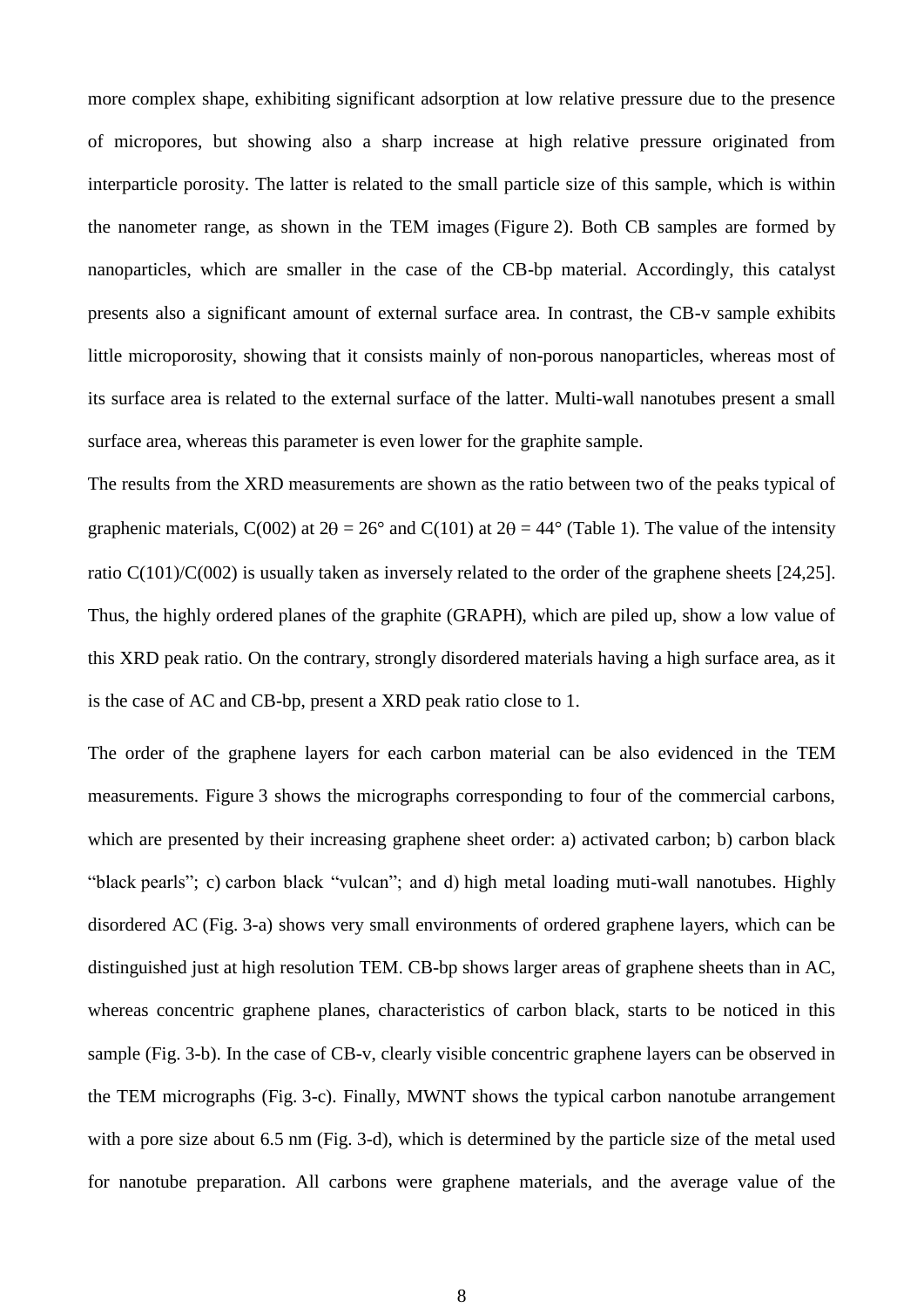more complex shape, exhibiting significant adsorption at low relative pressure due to the presence of micropores, but showing also a sharp increase at high relative pressure originated from interparticle porosity. The latter is related to the small particle size of this sample, which is within the nanometer range, as shown in the TEM images (Figure 2). Both CB samples are formed by nanoparticles, which are smaller in the case of the CB-bp material. Accordingly, this catalyst presents also a significant amount of external surface area. In contrast, the CB-v sample exhibits little microporosity, showing that it consists mainly of non-porous nanoparticles, whereas most of its surface area is related to the external surface of the latter. Multi-wall nanotubes present a small surface area, whereas this parameter is even lower for the graphite sample.

The results from the XRD measurements are shown as the ratio between two of the peaks typical of graphenic materials, C(002) at $2\theta = 26°$ and C(101) at $2\theta = 44°$ (Table 1). The value of the intensity ratio C(101)/C(002) is usually taken as inversely related to the order of the graphene sheets [24,25]. Thus, the highly ordered planes of the graphite (GRAPH), which are piled up, show a low value of this XRD peak ratio. On the contrary, strongly disordered materials having a high surface area, as it is the case of AC and CB-bp, present a XRD peak ratio close to 1.

The order of the graphene layers for each carbon material can be also evidenced in the TEM measurements. Figure 3 shows the micrographs corresponding to four of the commercial carbons, which are presented by their increasing graphene sheet order: a) activated carbon; b) carbon black "black pearls"; c) carbon black "vulcan"; and d) high metal loading muti-wall nanotubes. Highly disordered AC (Fig. 3-a) shows very small environments of ordered graphene layers, which can be distinguished just at high resolution TEM. CB-bp shows larger areas of graphene sheets than in AC, whereas concentric graphene planes, characteristics of carbon black, starts to be noticed in this sample (Fig. 3-b). In the case of CB-v, clearly visible concentric graphene layers can be observed in the TEM micrographs (Fig. 3-c). Finally, MWNT shows the typical carbon nanotube arrangement with a pore size about 6.5 nm (Fig. 3-d), which is determined by the particle size of the metal used for nanotube preparation. All carbons were graphene materials, and the average value of the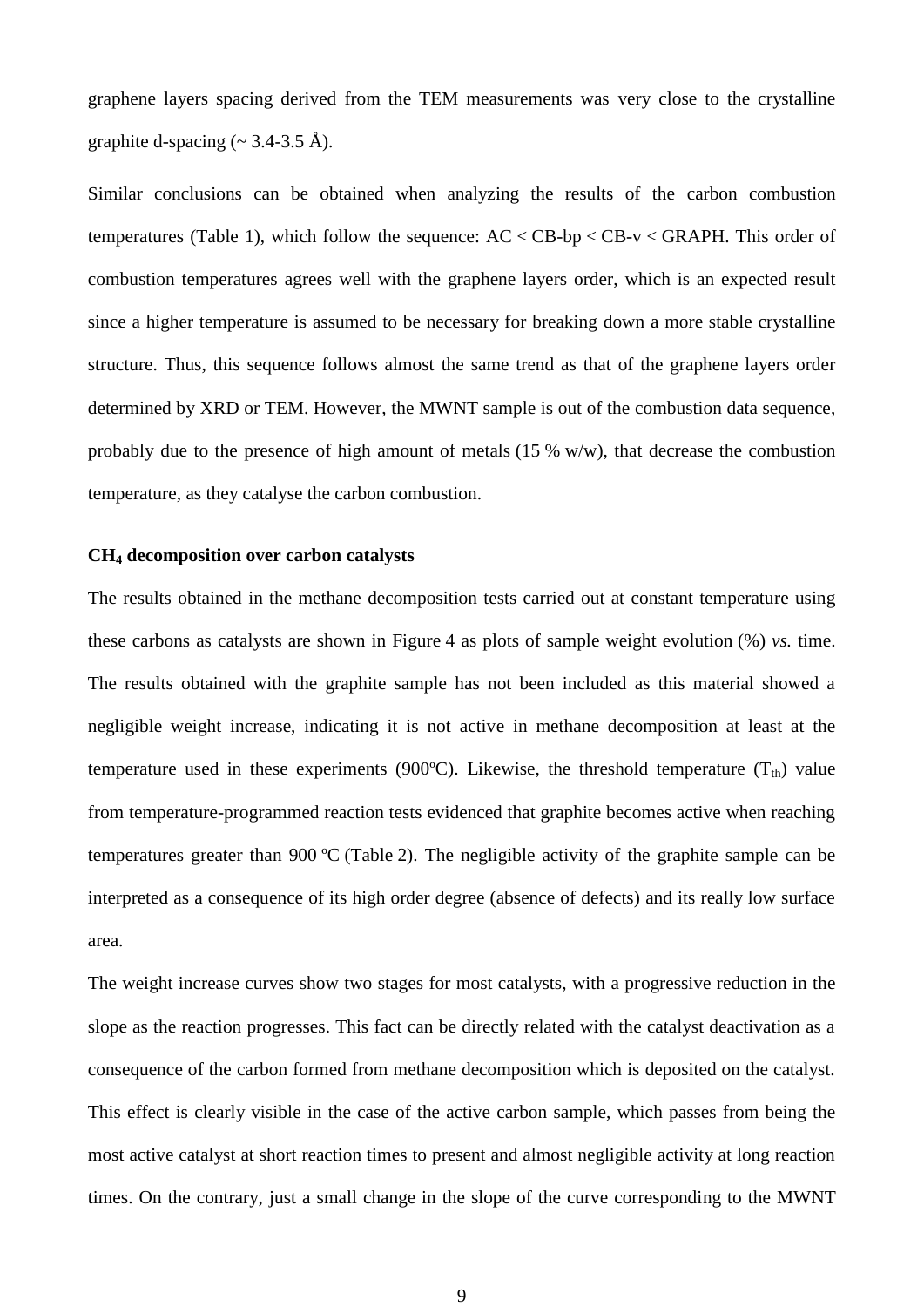graphene layers spacing derived from the TEM measurements was very close to the crystalline graphite d-spacing (~ 3.4-3.5 Å).

Similar conclusions can be obtained when analyzing the results of the carbon combustion temperatures (Table 1), which follow the sequence: AC < CB-bp < CB-v < GRAPH. This order of combustion temperatures agrees well with the graphene layers order, which is an expected result since a higher temperature is assumed to be necessary for breaking down a more stable crystalline structure. Thus, this sequence follows almost the same trend as that of the graphene layers order determined by XRD or TEM. However, the MWNT sample is out of the combustion data sequence, probably due to the presence of high amount of metals (15 % w/w), that decrease the combustion temperature, as they catalyse the carbon combustion.

**$CH_4$ decomposition over carbon catalysts**

The results obtained in the methane decomposition tests carried out at constant temperature using these carbons as catalysts are shown in Figure 4 as plots of sample weight evolution (%) *vs.* time. The results obtained with the graphite sample has not been included as this material showed a negligible weight increase, indicating it is not active in methane decomposition at least at the temperature used in these experiments (900ºC). Likewise, the threshold temperature ($T_{th}$) value from temperature-programmed reaction tests evidenced that graphite becomes active when reaching temperatures greater than 900 ºC (Table 2). The negligible activity of the graphite sample can be interpreted as a consequence of its high order degree (absence of defects) and its really low surface area.

The weight increase curves show two stages for most catalysts, with a progressive reduction in the slope as the reaction progresses. This fact can be directly related with the catalyst deactivation as a consequence of the carbon formed from methane decomposition which is deposited on the catalyst. This effect is clearly visible in the case of the active carbon sample, which passes from being the most active catalyst at short reaction times to present and almost negligible activity at long reaction times. On the contrary, just a small change in the slope of the curve corresponding to the MWNT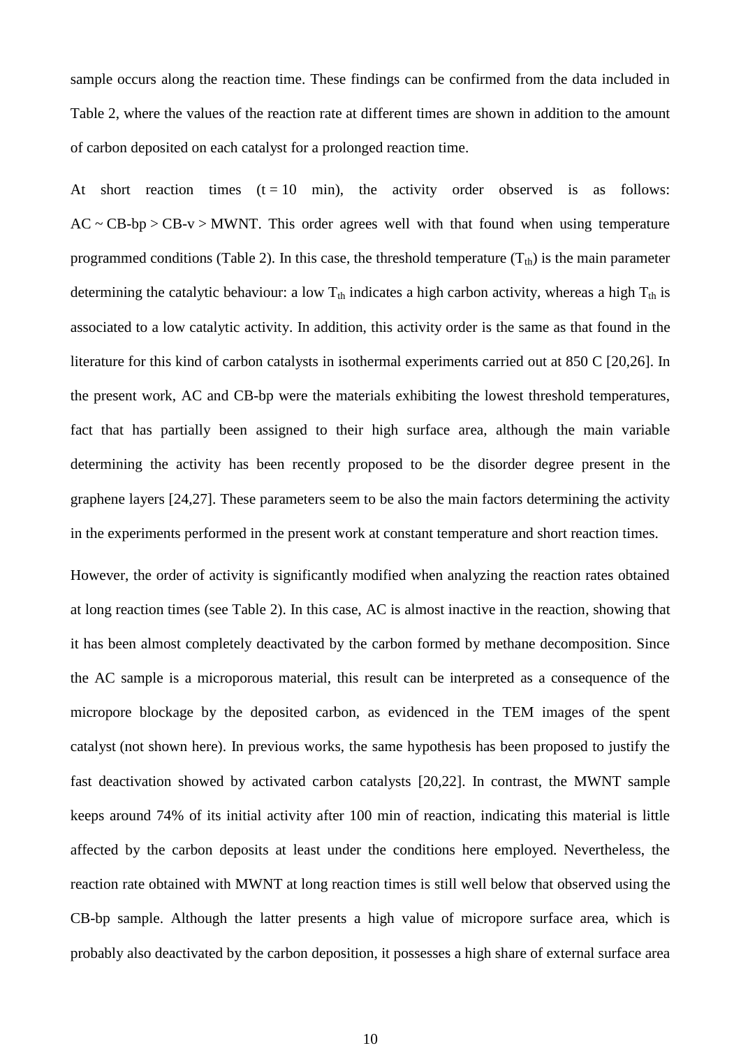sample occurs along the reaction time. These findings can be confirmed from the data included in Table 2, where the values of the reaction rate at different times are shown in addition to the amount of carbon deposited on each catalyst for a prolonged reaction time.

At short reaction times (t = 10 min), the activity order observed is as follows: AC ~ CB-bp > CB-v > MWNT. This order agrees well with that found when using temperature programmed conditions (Table 2). In this case, the threshold temperature ($T_{th}$) is the main parameter determining the catalytic behaviour: a low $T_{th}$ indicates a high carbon activity, whereas a high $T_{th}$ is associated to a low catalytic activity. In addition, this activity order is the same as that found in the literature for this kind of carbon catalysts in isothermal experiments carried out at 850 C [20,26]. In the present work, AC and CB-bp were the materials exhibiting the lowest threshold temperatures, fact that has partially been assigned to their high surface area, although the main variable determining the activity has been recently proposed to be the disorder degree present in the graphene layers [24,27]. These parameters seem to be also the main factors determining the activity in the experiments performed in the present work at constant temperature and short reaction times.

However, the order of activity is significantly modified when analyzing the reaction rates obtained at long reaction times (see Table 2). In this case, AC is almost inactive in the reaction, showing that it has been almost completely deactivated by the carbon formed by methane decomposition. Since the AC sample is a microporous material, this result can be interpreted as a consequence of the micropore blockage by the deposited carbon, as evidenced in the TEM images of the spent catalyst (not shown here). In previous works, the same hypothesis has been proposed to justify the fast deactivation showed by activated carbon catalysts [20,22]. In contrast, the MWNT sample keeps around 74% of its initial activity after 100 min of reaction, indicating this material is little affected by the carbon deposits at least under the conditions here employed. Nevertheless, the reaction rate obtained with MWNT at long reaction times is still well below that observed using the CB-bp sample. Although the latter presents a high value of micropore surface area, which is probably also deactivated by the carbon deposition, it possesses a high share of external surface area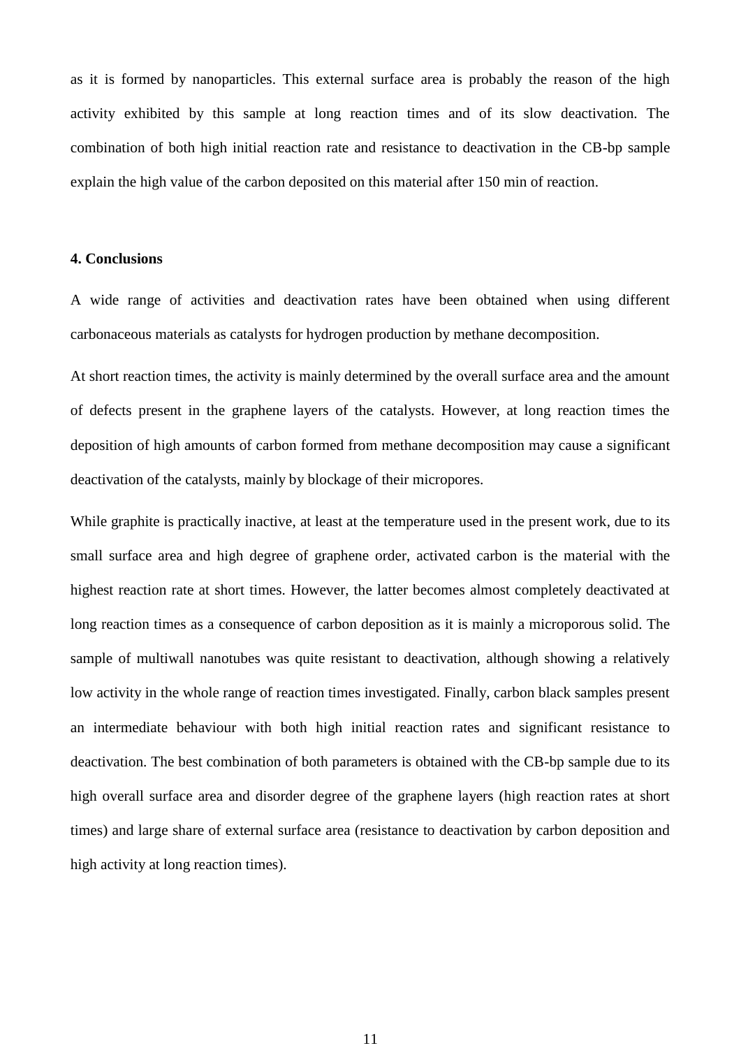as it is formed by nanoparticles. This external surface area is probably the reason of the high activity exhibited by this sample at long reaction times and of its slow deactivation. The combination of both high initial reaction rate and resistance to deactivation in the CB-bp sample explain the high value of the carbon deposited on this material after 150 min of reaction.

## 4. Conclusions

A wide range of activities and deactivation rates have been obtained when using different carbonaceous materials as catalysts for hydrogen production by methane decomposition.

At short reaction times, the activity is mainly determined by the overall surface area and the amount of defects present in the graphene layers of the catalysts. However, at long reaction times the deposition of high amounts of carbon formed from methane decomposition may cause a significant deactivation of the catalysts, mainly by blockage of their micropores.

While graphite is practically inactive, at least at the temperature used in the present work, due to its small surface area and high degree of graphene order, activated carbon is the material with the highest reaction rate at short times. However, the latter becomes almost completely deactivated at long reaction times as a consequence of carbon deposition as it is mainly a microporous solid. The sample of multiwall nanotubes was quite resistant to deactivation, although showing a relatively low activity in the whole range of reaction times investigated. Finally, carbon black samples present an intermediate behaviour with both high initial reaction rates and significant resistance to deactivation. The best combination of both parameters is obtained with the CB-bp sample due to its high overall surface area and disorder degree of the graphene layers (high reaction rates at short times) and large share of external surface area (resistance to deactivation by carbon deposition and high activity at long reaction times).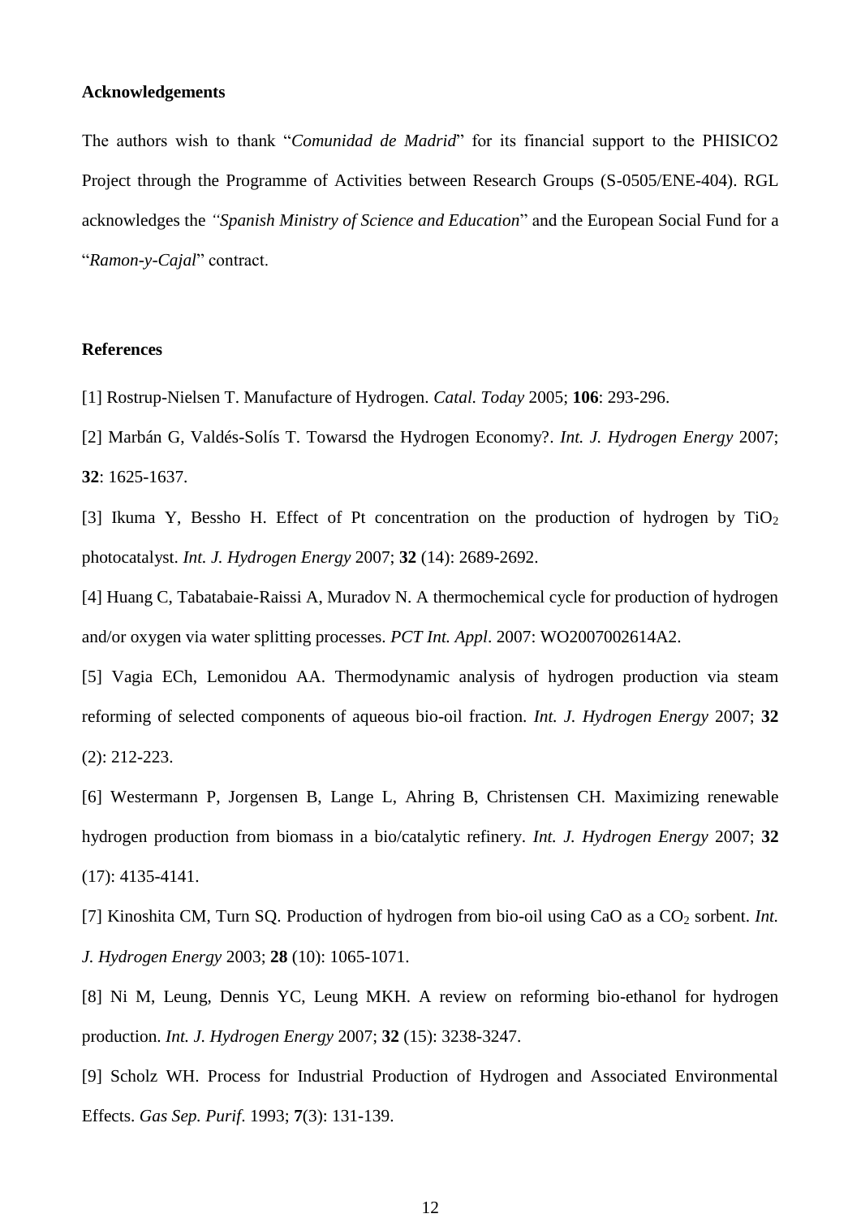## Acknowledgements

The authors wish to thank "*Comunidad de Madrid*" for its financial support to the PHISICO2 Project through the Programme of Activities between Research Groups (S-0505/ENE-404). RGL acknowledges the *"Spanish Ministry of Science and Education*" and the European Social Fund for a "*Ramon-y-Cajal*" contract.

## References

[1] Rostrup-Nielsen T. Manufacture of Hydrogen. *Catal. Today* 2005; **106**: 293-296.

[2] Marbán G, Valdés-Solís T. Towarsd the Hydrogen Economy?. *Int. J. Hydrogen Energy* 2007; **32**: 1625-1637.

[3] Ikuma Y, Bessho H. Effect of Pt concentration on the production of hydrogen by $TiO_2$ photocatalyst. *Int. J. Hydrogen Energy* 2007; **32** (14): 2689-2692.

[4] Huang C, Tabatabaie-Raissi A, Muradov N. A thermochemical cycle for production of hydrogen and/or oxygen via water splitting processes. *PCT Int. Appl*. 2007: WO2007002614A2.

[5] Vagia ECh, Lemonidou AA. Thermodynamic analysis of hydrogen production via steam reforming of selected components of aqueous bio-oil fraction. *Int. J. Hydrogen Energy* 2007; **32** (2): 212-223.

[6] Westermann P, Jorgensen B, Lange L, Ahring B, Christensen CH. Maximizing renewable hydrogen production from biomass in a bio/catalytic refinery. *Int. J. Hydrogen Energy* 2007; **32** (17): 4135-4141.

[7] Kinoshita CM, Turn SQ. Production of hydrogen from bio-oil using CaO as a $CO_2$ sorbent. *Int. J. Hydrogen Energy* 2003; **28** (10): 1065-1071.

[8] Ni M, Leung, Dennis YC, Leung MKH. A review on reforming bio-ethanol for hydrogen production. *Int. J. Hydrogen Energy* 2007; **32** (15): 3238-3247.

[9] Scholz WH. Process for Industrial Production of Hydrogen and Associated Environmental Effects. *Gas Sep. Purif*. 1993; **7**(3): 131-139.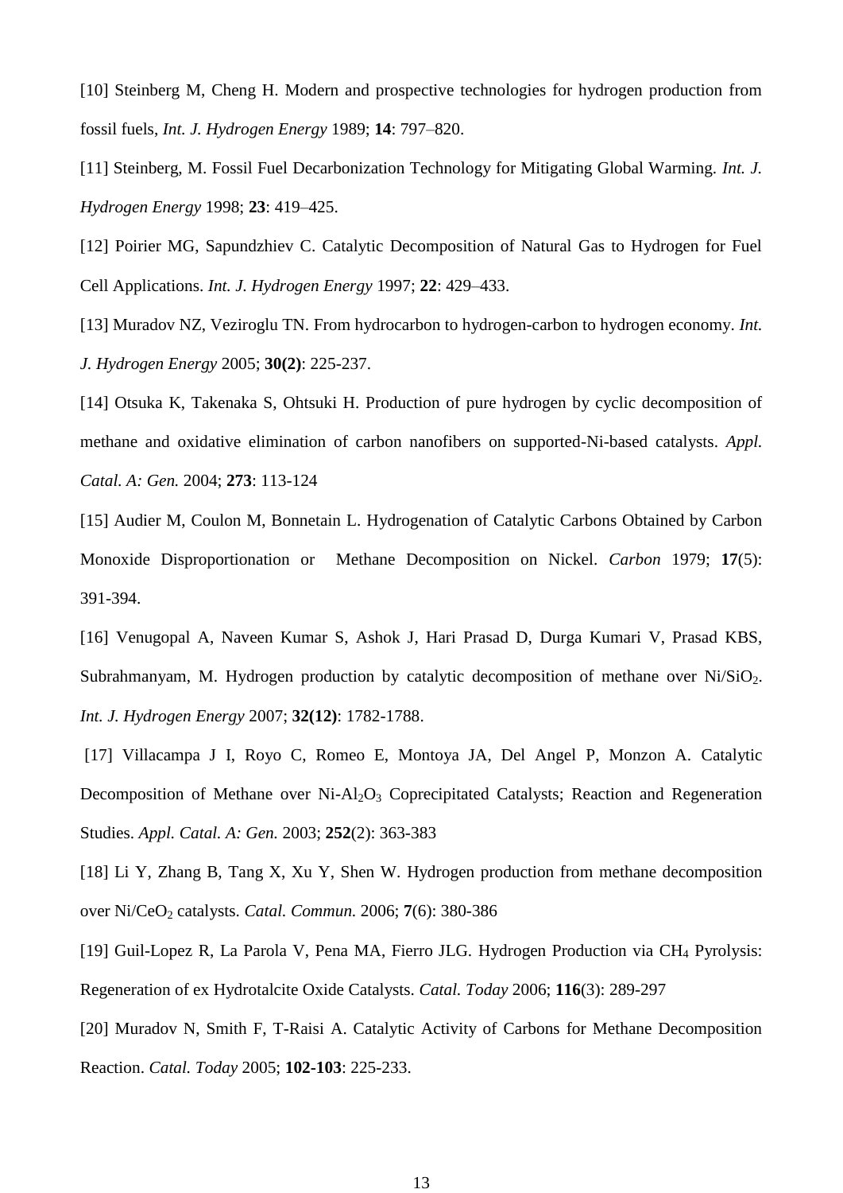[10] Steinberg M, Cheng H. Modern and prospective technologies for hydrogen production from fossil fuels, *Int. J. Hydrogen Energy* 1989; **14**: 797–820.

[11] Steinberg, M. Fossil Fuel Decarbonization Technology for Mitigating Global Warming. *Int. J. Hydrogen Energy* 1998; **23**: 419–425.

[12] Poirier MG, Sapundzhiev C. Catalytic Decomposition of Natural Gas to Hydrogen for Fuel Cell Applications. *Int. J. Hydrogen Energy* 1997; **22**: 429–433.

[13] Muradov NZ, Veziroglu TN. From hydrocarbon to hydrogen-carbon to hydrogen economy. *Int. J. Hydrogen Energy* 2005; **30(2)**: 225-237.

[14] Otsuka K, Takenaka S, Ohtsuki H. Production of pure hydrogen by cyclic decomposition of methane and oxidative elimination of carbon nanofibers on supported-Ni-based catalysts. *Appl. Catal. A: Gen.* 2004; **273**: 113-124

[15] Audier M, Coulon M, Bonnetain L. Hydrogenation of Catalytic Carbons Obtained by Carbon Monoxide Disproportionation or Methane Decomposition on Nickel. *Carbon* 1979; **17**(5): 391-394.

[16] Venugopal A, Naveen Kumar S, Ashok J, Hari Prasad D, Durga Kumari V, Prasad KBS, Subrahmanyam, M. Hydrogen production by catalytic decomposition of methane over $Ni/SiO_2$. *Int. J. Hydrogen Energy* 2007; **32(12)**: 1782-1788.

[17] Villacampa J I, Royo C, Romeo E, Montoya JA, Del Angel P, Monzon A. Catalytic Decomposition of Methane over $Ni\text{-}Al_2O_3$ Coprecipitated Catalysts; Reaction and Regeneration Studies. *Appl. Catal. A: Gen.* 2003; **252**(2): 363-383

[18] Li Y, Zhang B, Tang X, Xu Y, Shen W. Hydrogen production from methane decomposition over $Ni/CeO_2$ catalysts. *Catal. Commun.* 2006; **7**(6): 380-386

[19] Guil-Lopez R, La Parola V, Pena MA, Fierro JLG. Hydrogen Production via $CH_4$ Pyrolysis: Regeneration of ex Hydrotalcite Oxide Catalysts. *Catal. Today* 2006; **116**(3): 289-297

[20] Muradov N, Smith F, T-Raisi A. Catalytic Activity of Carbons for Methane Decomposition Reaction. *Catal. Today* 2005; **102-103**: 225-233.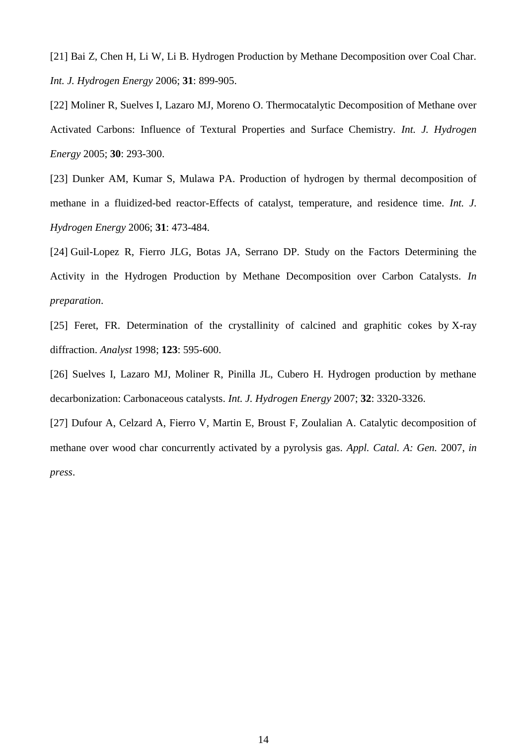[21] Bai Z, Chen H, Li W, Li B. Hydrogen Production by Methane Decomposition over Coal Char. *Int. J. Hydrogen Energy* 2006; **31**: 899-905.

[22] Moliner R, Suelves I, Lazaro MJ, Moreno O. Thermocatalytic Decomposition of Methane over Activated Carbons: Influence of Textural Properties and Surface Chemistry. *Int. J. Hydrogen Energy* 2005; **30**: 293-300.

[23] Dunker AM, Kumar S, Mulawa PA. Production of hydrogen by thermal decomposition of methane in a fluidized-bed reactor-Effects of catalyst, temperature, and residence time. *Int. J. Hydrogen Energy* 2006; **31**: 473-484.

[24] Guil-Lopez R, Fierro JLG, Botas JA, Serrano DP. Study on the Factors Determining the Activity in the Hydrogen Production by Methane Decomposition over Carbon Catalysts. *In preparation*.

[25] Feret, FR. Determination of the crystallinity of calcined and graphitic cokes by X-ray diffraction. *Analyst* 1998; **123**: 595-600.

[26] Suelves I, Lazaro MJ, Moliner R, Pinilla JL, Cubero H. Hydrogen production by methane decarbonization: Carbonaceous catalysts. *Int. J. Hydrogen Energy* 2007; **32**: 3320-3326.

[27] Dufour A, Celzard A, Fierro V, Martin E, Broust F, Zoulalian A. Catalytic decomposition of methane over wood char concurrently activated by a pyrolysis gas. *Appl. Catal. A: Gen.* 2007, *in press*.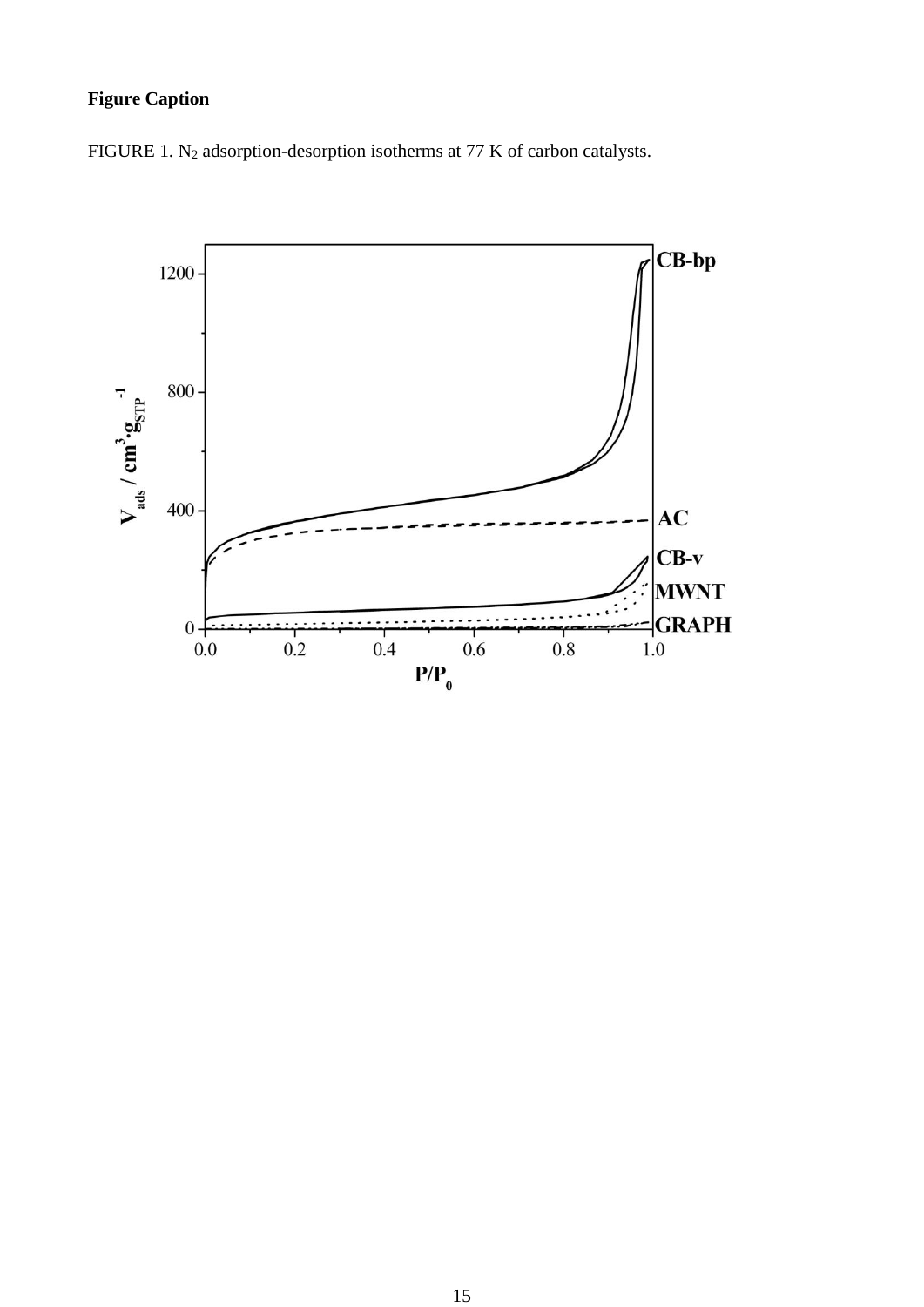**Figure Caption**

FIGURE 1. $N_2$ adsorption-desorption isotherms at 77 K of carbon catalysts.

1200
800
400
0

$V_{ads}$ / $cm^3 \cdot g_{STP}^{-1}$

0.0 0.2 0.4 0.6 0.8 1.0

$P/P_0$

CB-bp
AC
CB-v
MWNT
GRAPH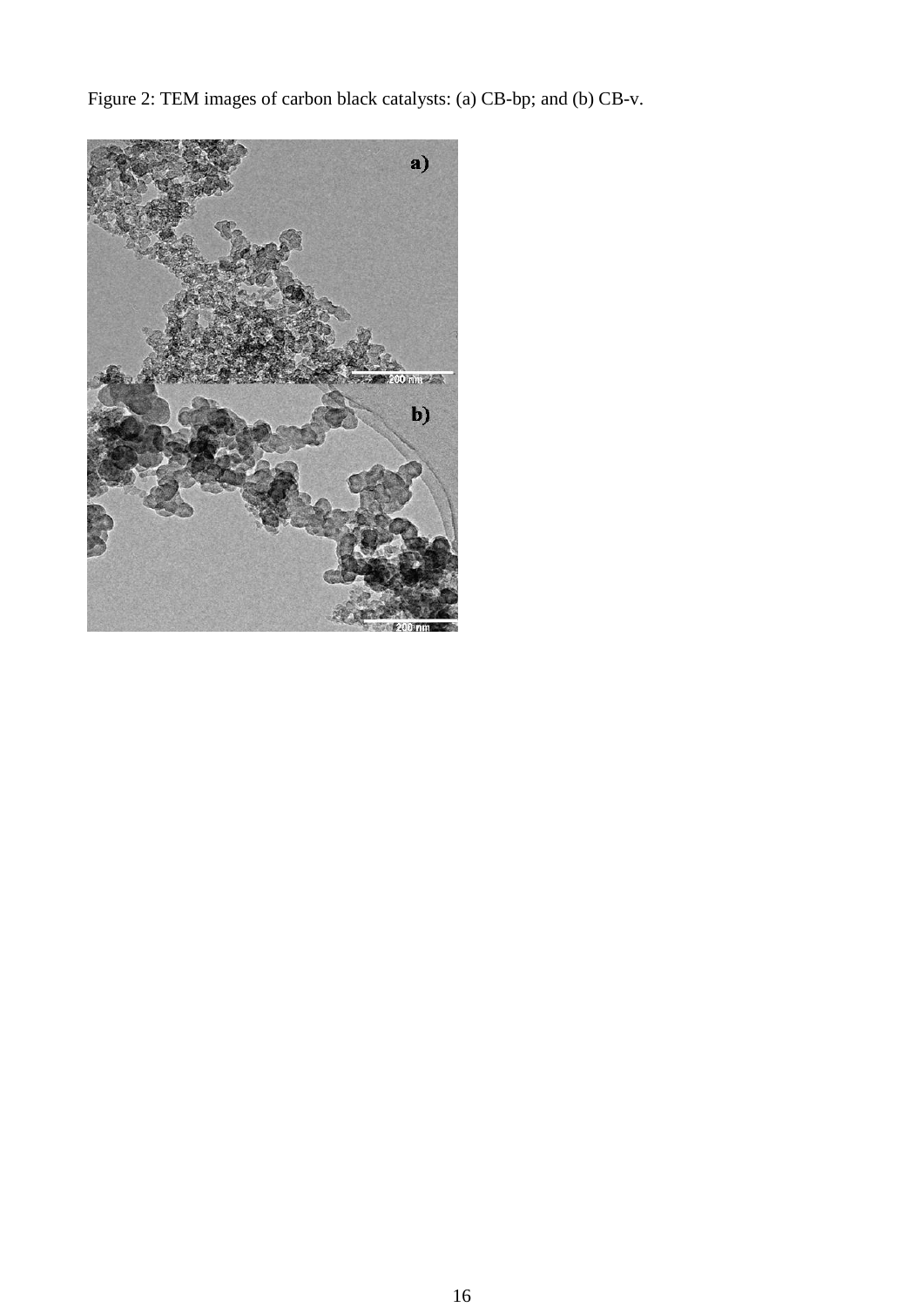Figure 2: TEM images of carbon black catalysts: (a) CB-bp; and (b) CB-v.

a)

200 nm

b)

200 nm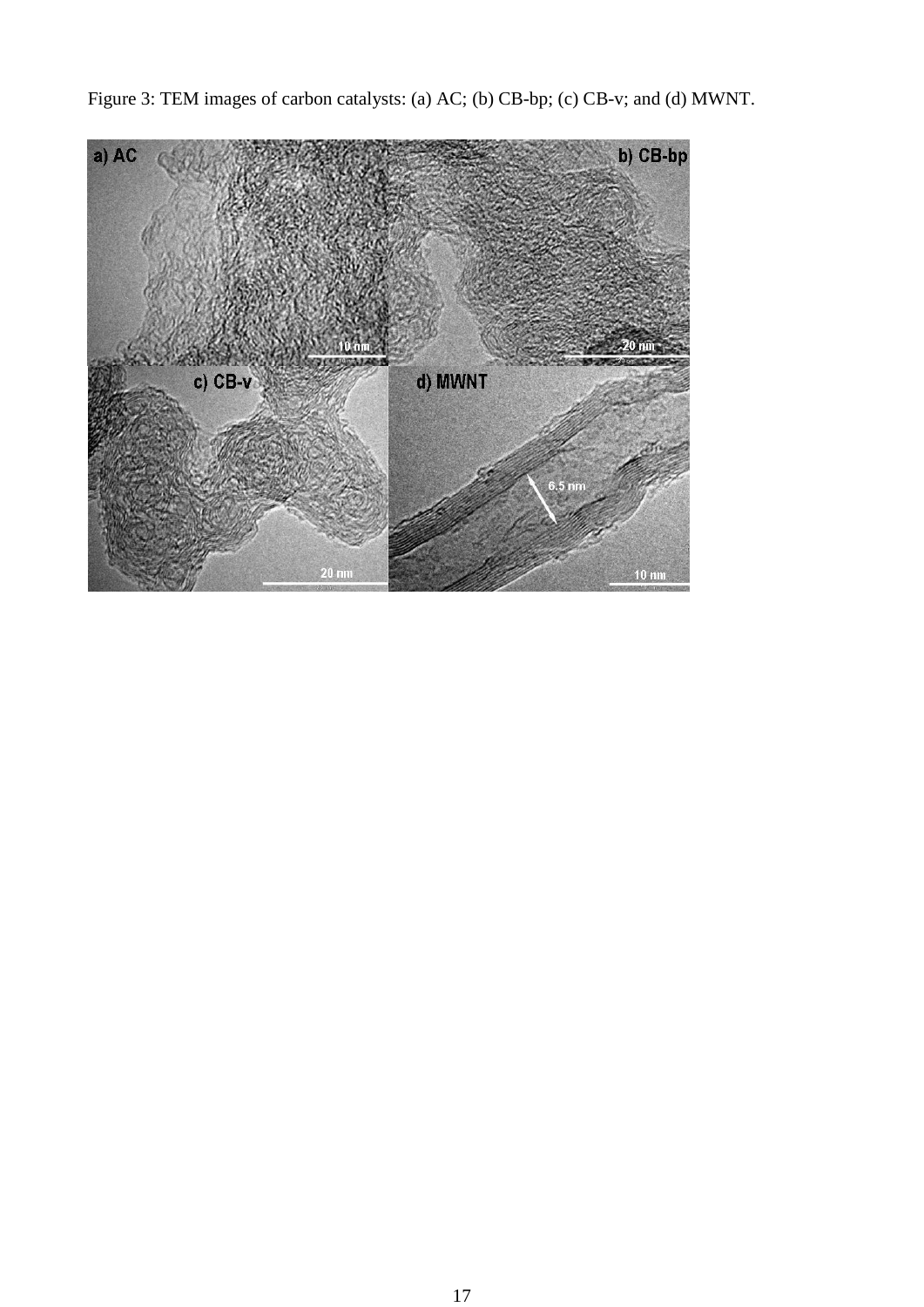Figure 3: TEM images of carbon catalysts: (a) AC; (b) CB-bp; (c) CB-v; and (d) MWNT.

a) AC

10 nm

b) CB-bp

20 nm

c) CB-v

20 nm

d) MWNT

6.5 nm

10 nm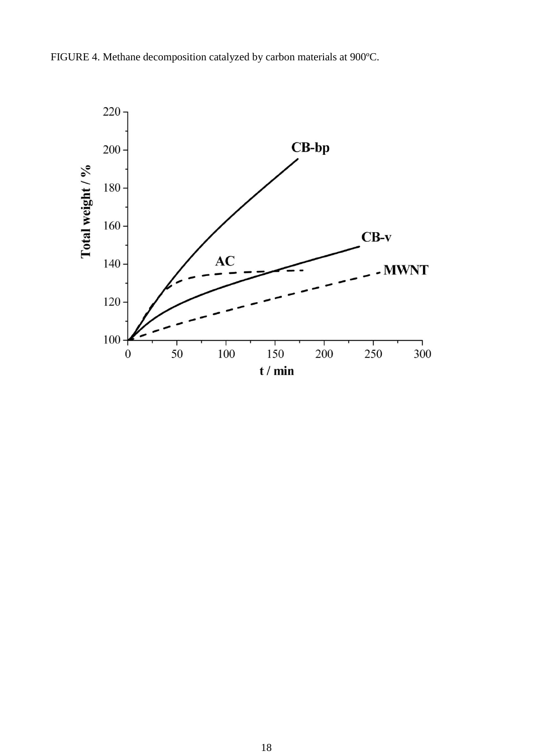FIGURE 4. Methane decomposition catalyzed by carbon materials at 900ºC.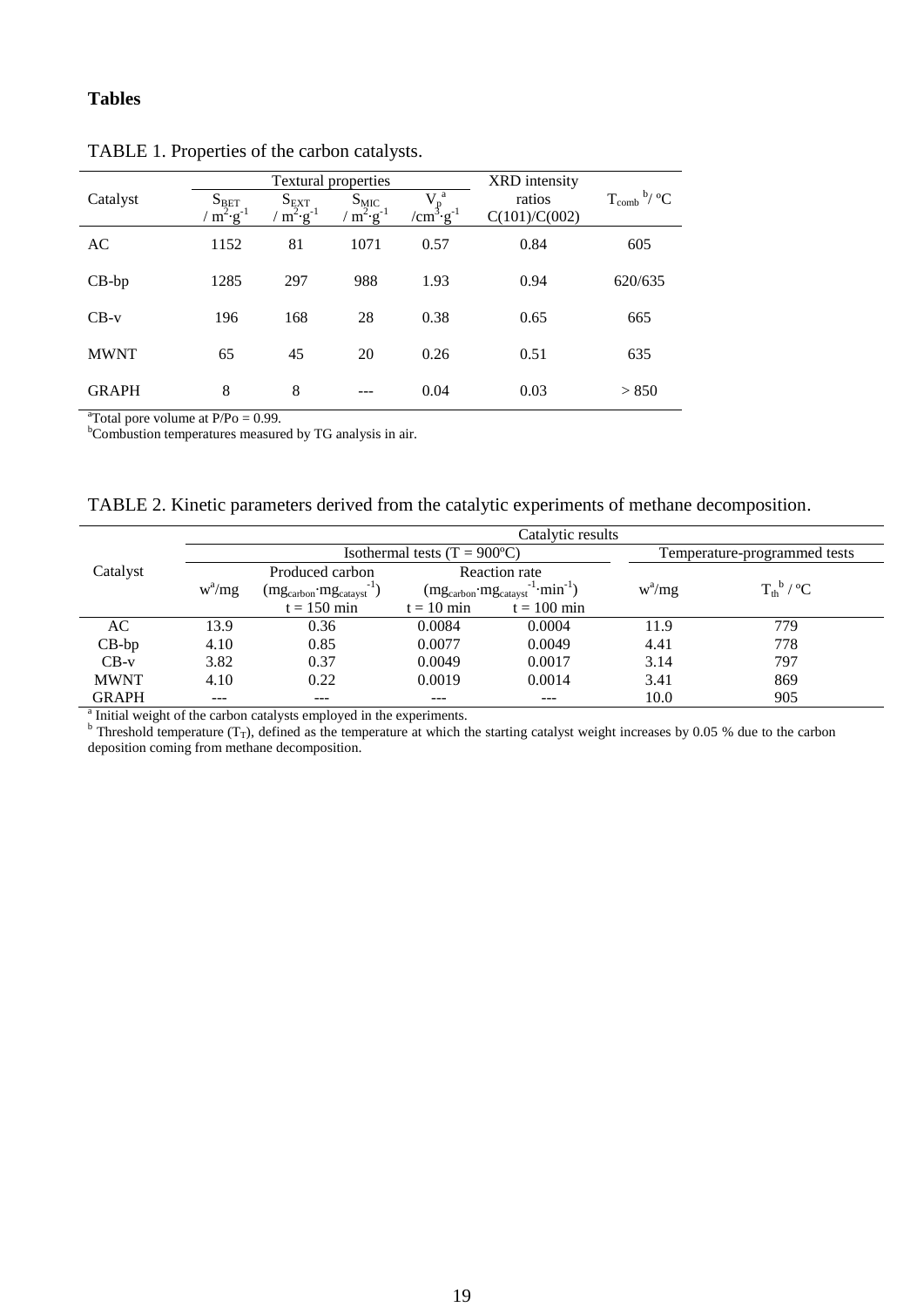**Tables**

TABLE 1. Properties of the carbon catalysts.

| Catalyst | Textural properties | | | | XRD intensity ratios | $T_{comb}$ [b] / ºC |
|---|---|---|---|---|---|---|
| | $S_{BET}$ / $m^2 \cdot g^{-1}$ | $S_{EXT}$ / $m^2 \cdot g^{-1}$ | $S_{MIC}$ / $m^2 \cdot g^{-1}$ | $V_p$ [a] / $cm^3 \cdot g^{-1}$ | C(101)/C(002) | |
| AC | 1152 | 81 | 1071 | 0.57 | 0.84 | 605 |
| CB-bp | 1285 | 297 | 988 | 1.93 | 0.94 | 620/635 |
| CB-v | 196 | 168 | 28 | 0.38 | 0.65 | 665 |
| MWNT | 65 | 45 | 20 | 0.26 | 0.51 | 635 |
| GRAPH | 8 | 8 | --- | 0.04 | 0.03 | > 850 |

[a]Total pore volume at P/Po = 0.99.
[b]Combustion temperatures measured by TG analysis in air.

TABLE 2. Kinetic parameters derived from the catalytic experiments of methane decomposition.

| Catalyst | Catalytic results | | | | | |
|---|---|---|---|---|---|---|
| | Isothermal tests (T = 900ºC) | | | | Temperature-programmed tests | |
| | $w$[a]/mg | Produced carbon ($mg_{carbon} \cdot mg_{catayst}^{-1}$) t = 150 min | Reaction rate ($mg_{carbon} \cdot mg_{catayst}^{-1} \cdot min^{-1}$) t = 10 min | Reaction rate ($mg_{carbon} \cdot mg_{catayst}^{-1} \cdot min^{-1}$) t = 100 min | $w$[a]/mg | $T_{th}$[b] / ºC |
| AC | 13.9 | 0.36 | 0.0084 | 0.0004 | 11.9 | 779 |
| CB-bp | 4.10 | 0.85 | 0.0077 | 0.0049 | 4.41 | 778 |
| CB-v | 3.82 | 0.37 | 0.0049 | 0.0017 | 3.14 | 797 |
| MWNT | 4.10 | 0.22 | 0.0019 | 0.0014 | 3.41 | 869 |
| GRAPH | --- | --- | --- | --- | 10.0 | 905 |

[a] Initial weight of the carbon catalysts employed in the experiments.
[b] Threshold temperature ($T_T$), defined as the temperature at which the starting catalyst weight increases by 0.05 % due to the carbon deposition coming from methane decomposition.